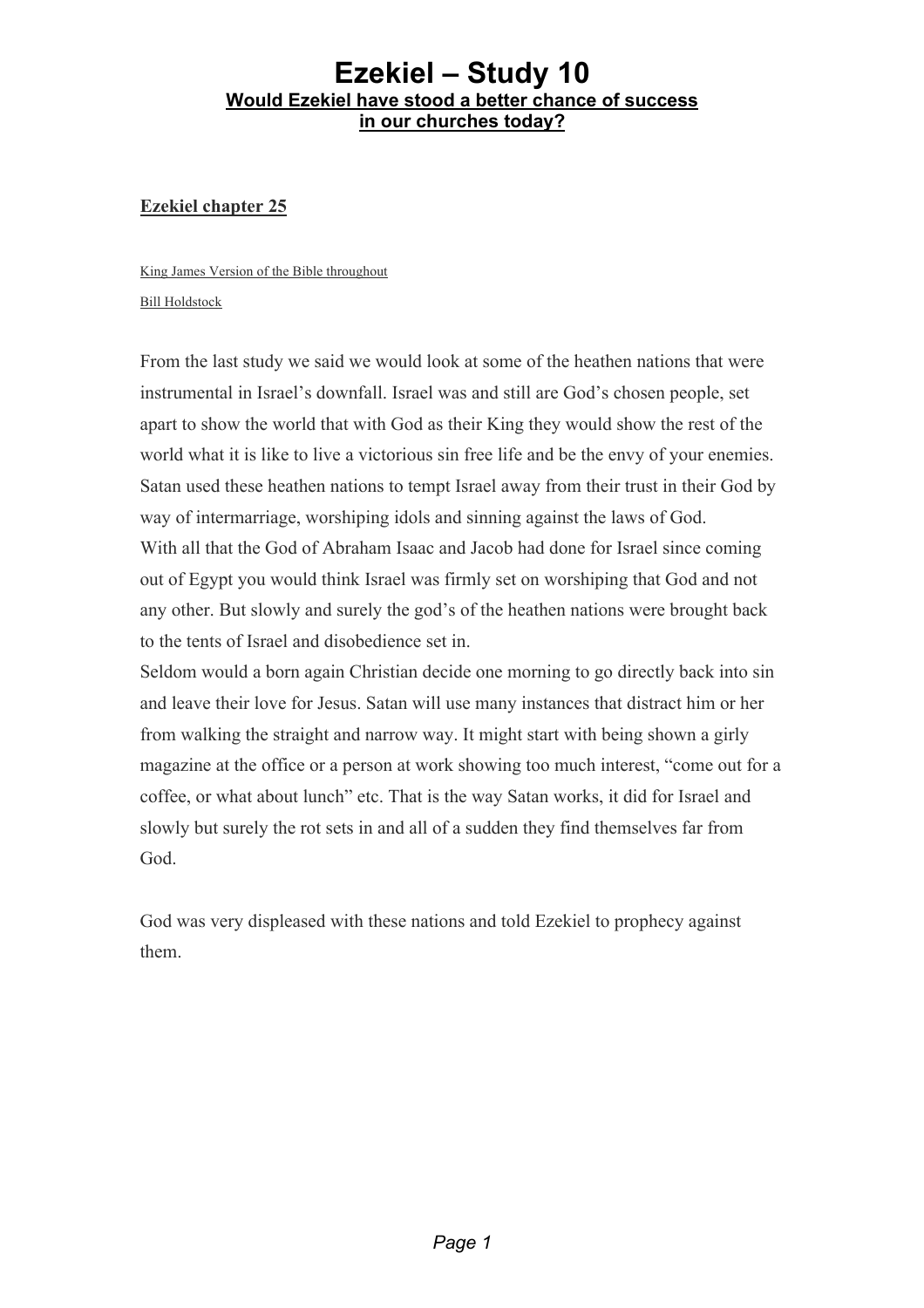# Ezekiel – Study 10

## Would Ezekiel have stood a better chance of success in our churches today?

**Ezekiel chapter 25**

King James Version of the Bible throughout

Bill Holdstock

From the last study we said we would look at some of the heathen nations that were instrumental in Israel's downfall. Israel was and still are God's chosen people, set apart to show the world that with God as their King they would show the rest of the world what it is like to live a victorious sin free life and be the envy of your enemies. Satan used these heathen nations to tempt Israel away from their trust in their God by way of intermarriage, worshiping idols and sinning against the laws of God.
With all that the God of Abraham Isaac and Jacob had done for Israel since coming out of Egypt you would think Israel was firmly set on worshiping that God and not any other. But slowly and surely the god's of the heathen nations were brought back to the tents of Israel and disobedience set in.
Seldom would a born again Christian decide one morning to go directly back into sin and leave their love for Jesus. Satan will use many instances that distract him or her from walking the straight and narrow way. It might start with being shown a girly magazine at the office or a person at work showing too much interest, "come out for a coffee, or what about lunch" etc. That is the way Satan works, it did for Israel and slowly but surely the rot sets in and all of a sudden they find themselves far from God.

God was very displeased with these nations and told Ezekiel to prophecy against them.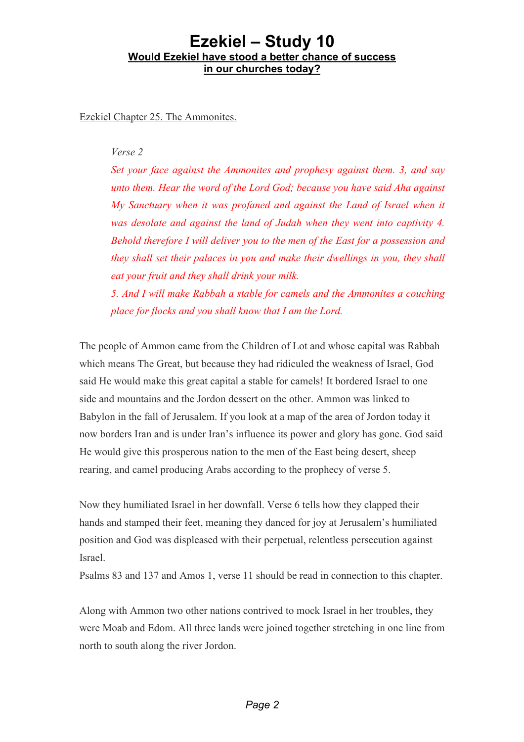# Ezekiel – Study 10

## Would Ezekiel have stood a better chance of success in our churches today?

Ezekiel Chapter 25. The Ammonites.

> *Verse 2*
>
> *Set your face against the Ammonites and prophesy against them. 3, and say unto them. Hear the word of the Lord God; because you have said Aha against My Sanctuary when it was profaned and against the Land of Israel when it was desolate and against the land of Judah when they went into captivity 4. Behold therefore I will deliver you to the men of the East for a possession and they shall set their palaces in you and make their dwellings in you, they shall eat your fruit and they shall drink your milk.*
>
> *5. And I will make Rabbah a stable for camels and the Ammonites a couching place for flocks and you shall know that I am the Lord.*

The people of Ammon came from the Children of Lot and whose capital was Rabbah which means The Great, but because they had ridiculed the weakness of Israel, God said He would make this great capital a stable for camels! It bordered Israel to one side and mountains and the Jordon dessert on the other. Ammon was linked to Babylon in the fall of Jerusalem. If you look at a map of the area of Jordon today it now borders Iran and is under Iran's influence its power and glory has gone. God said He would give this prosperous nation to the men of the East being desert, sheep rearing, and camel producing Arabs according to the prophecy of verse 5.

Now they humiliated Israel in her downfall. Verse 6 tells how they clapped their hands and stamped their feet, meaning they danced for joy at Jerusalem's humiliated position and God was displeased with their perpetual, relentless persecution against Israel.

Psalms 83 and 137 and Amos 1, verse 11 should be read in connection to this chapter.

Along with Ammon two other nations contrived to mock Israel in her troubles, they were Moab and Edom. All three lands were joined together stretching in one line from north to south along the river Jordon.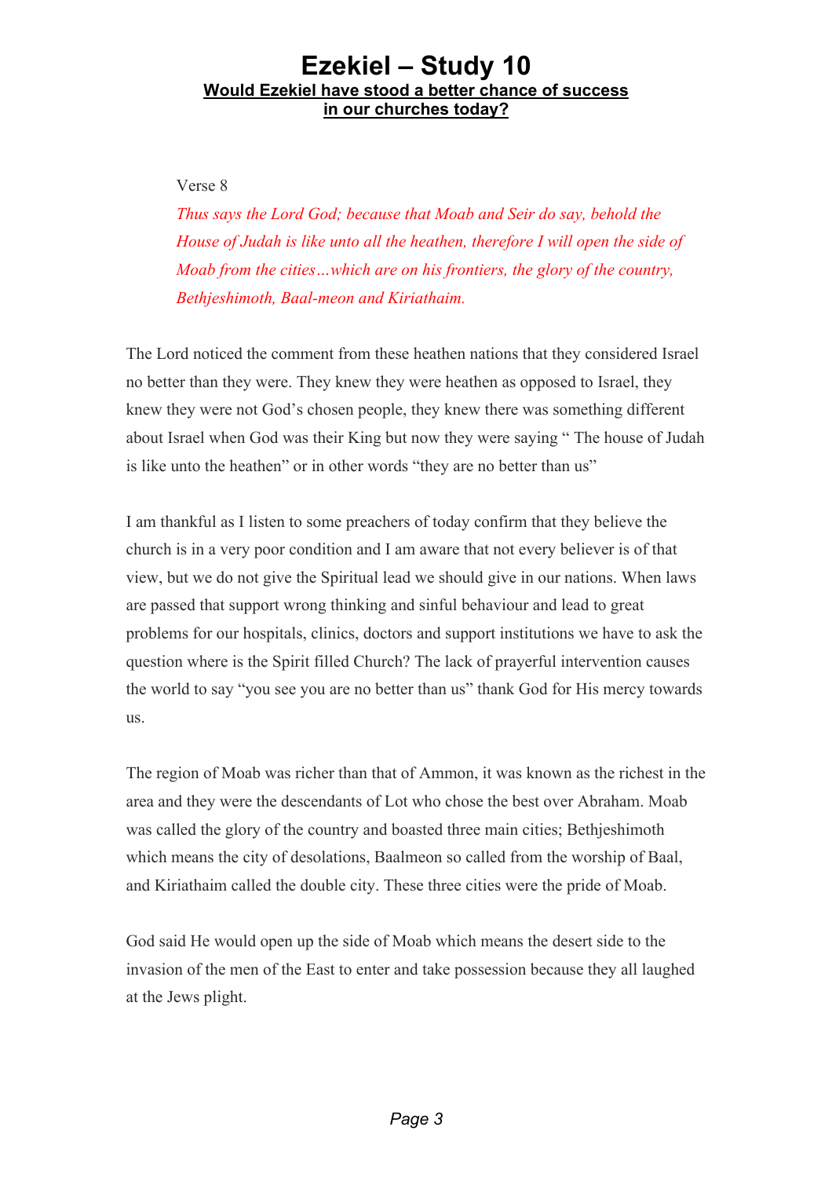# Ezekiel – Study 10

## Would Ezekiel have stood a better chance of success in our churches today?

Verse 8

*Thus says the Lord God; because that Moab and Seir do say, behold the House of Judah is like unto all the heathen, therefore I will open the side of Moab from the cities…which are on his frontiers, the glory of the country, Bethjeshimoth, Baal-meon and Kiriathaim.*

The Lord noticed the comment from these heathen nations that they considered Israel no better than they were. They knew they were heathen as opposed to Israel, they knew they were not God's chosen people, they knew there was something different about Israel when God was their King but now they were saying " The house of Judah is like unto the heathen" or in other words "they are no better than us"

I am thankful as I listen to some preachers of today confirm that they believe the church is in a very poor condition and I am aware that not every believer is of that view, but we do not give the Spiritual lead we should give in our nations. When laws are passed that support wrong thinking and sinful behaviour and lead to great problems for our hospitals, clinics, doctors and support institutions we have to ask the question where is the Spirit filled Church? The lack of prayerful intervention causes the world to say "you see you are no better than us" thank God for His mercy towards us.

The region of Moab was richer than that of Ammon, it was known as the richest in the area and they were the descendants of Lot who chose the best over Abraham. Moab was called the glory of the country and boasted three main cities; Bethjeshimoth which means the city of desolations, Baalmeon so called from the worship of Baal, and Kiriathaim called the double city. These three cities were the pride of Moab.

God said He would open up the side of Moab which means the desert side to the invasion of the men of the East to enter and take possession because they all laughed at the Jews plight.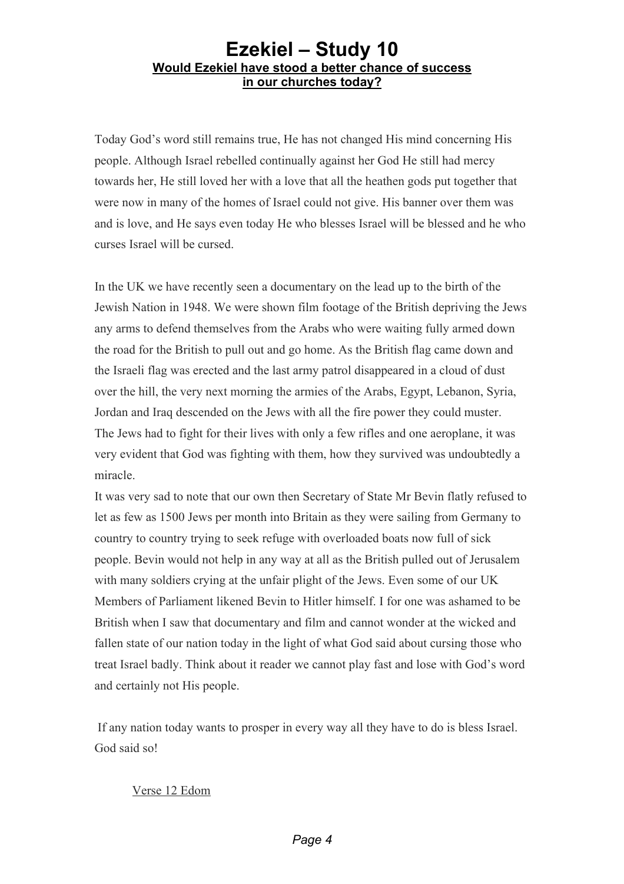# Ezekiel – Study 10

## Would Ezekiel have stood a better chance of success in our churches today?

Today God's word still remains true, He has not changed His mind concerning His people. Although Israel rebelled continually against her God He still had mercy towards her, He still loved her with a love that all the heathen gods put together that were now in many of the homes of Israel could not give. His banner over them was and is love, and He says even today He who blesses Israel will be blessed and he who curses Israel will be cursed.

In the UK we have recently seen a documentary on the lead up to the birth of the Jewish Nation in 1948. We were shown film footage of the British depriving the Jews any arms to defend themselves from the Arabs who were waiting fully armed down the road for the British to pull out and go home. As the British flag came down and the Israeli flag was erected and the last army patrol disappeared in a cloud of dust over the hill, the very next morning the armies of the Arabs, Egypt, Lebanon, Syria, Jordan and Iraq descended on the Jews with all the fire power they could muster. The Jews had to fight for their lives with only a few rifles and one aeroplane, it was very evident that God was fighting with them, how they survived was undoubtedly a miracle.
It was very sad to note that our own then Secretary of State Mr Bevin flatly refused to let as few as 1500 Jews per month into Britain as they were sailing from Germany to country to country trying to seek refuge with overloaded boats now full of sick people. Bevin would not help in any way at all as the British pulled out of Jerusalem with many soldiers crying at the unfair plight of the Jews. Even some of our UK Members of Parliament likened Bevin to Hitler himself. I for one was ashamed to be British when I saw that documentary and film and cannot wonder at the wicked and fallen state of our nation today in the light of what God said about cursing those who treat Israel badly. Think about it reader we cannot play fast and lose with God's word and certainly not His people.

If any nation today wants to prosper in every way all they have to do is bless Israel. God said so!

<u>Verse 12 Edom</u>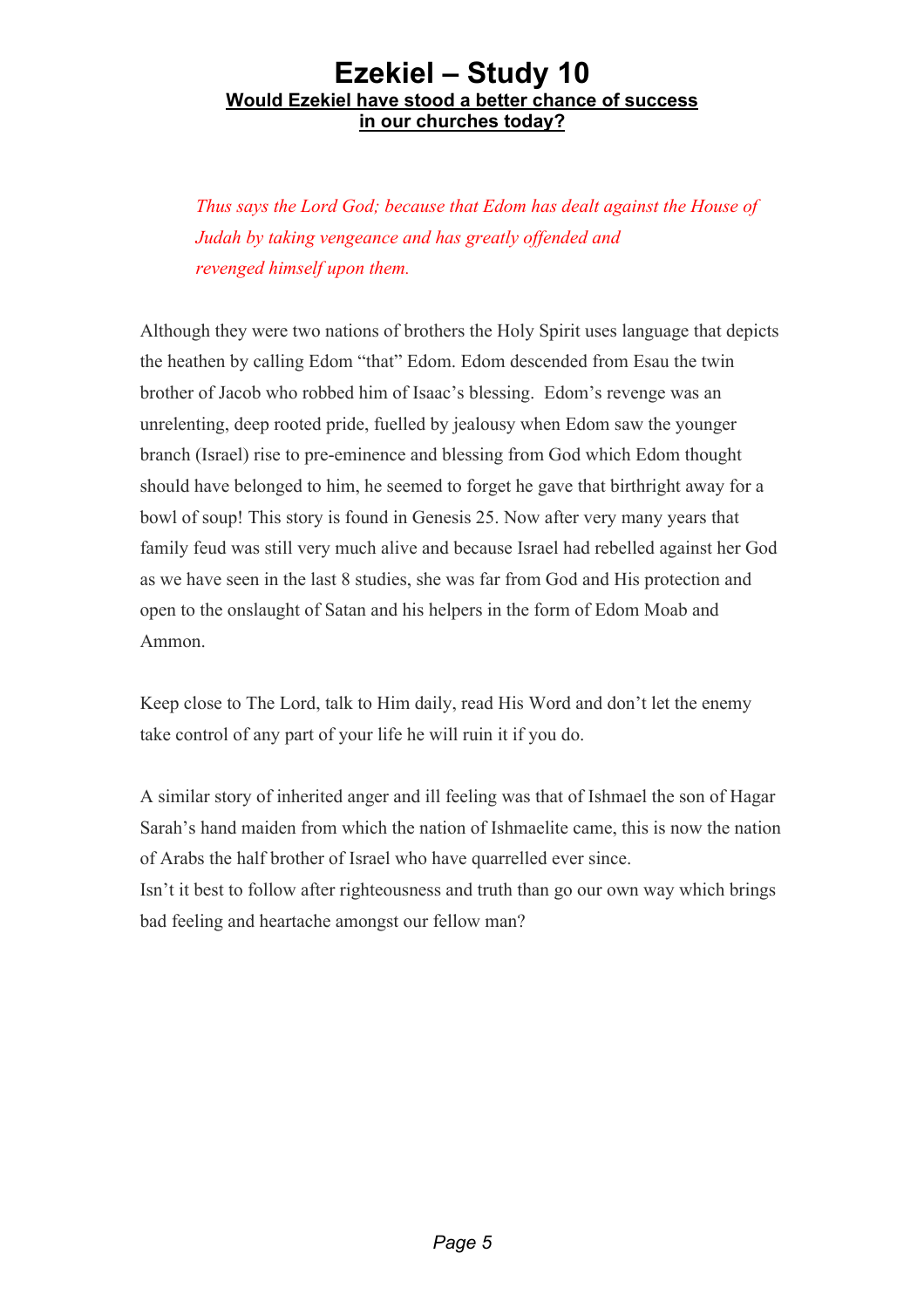# Ezekiel – Study 10

**Would Ezekiel have stood a better chance of success in our churches today?**

*Thus says the Lord God; because that Edom has dealt against the House of Judah by taking vengeance and has greatly offended and revenged himself upon them.*

Although they were two nations of brothers the Holy Spirit uses language that depicts the heathen by calling Edom “that” Edom. Edom descended from Esau the twin brother of Jacob who robbed him of Isaac’s blessing. Edom’s revenge was an unrelenting, deep rooted pride, fuelled by jealousy when Edom saw the younger branch (Israel) rise to pre-eminence and blessing from God which Edom thought should have belonged to him, he seemed to forget he gave that birthright away for a bowl of soup! This story is found in Genesis 25. Now after very many years that family feud was still very much alive and because Israel had rebelled against her God as we have seen in the last 8 studies, she was far from God and His protection and open to the onslaught of Satan and his helpers in the form of Edom Moab and Ammon.

Keep close to The Lord, talk to Him daily, read His Word and don’t let the enemy take control of any part of your life he will ruin it if you do.

A similar story of inherited anger and ill feeling was that of Ishmael the son of Hagar Sarah’s hand maiden from which the nation of Ishmaelite came, this is now the nation of Arabs the half brother of Israel who have quarrelled ever since.
Isn’t it best to follow after righteousness and truth than go our own way which brings bad feeling and heartache amongst our fellow man?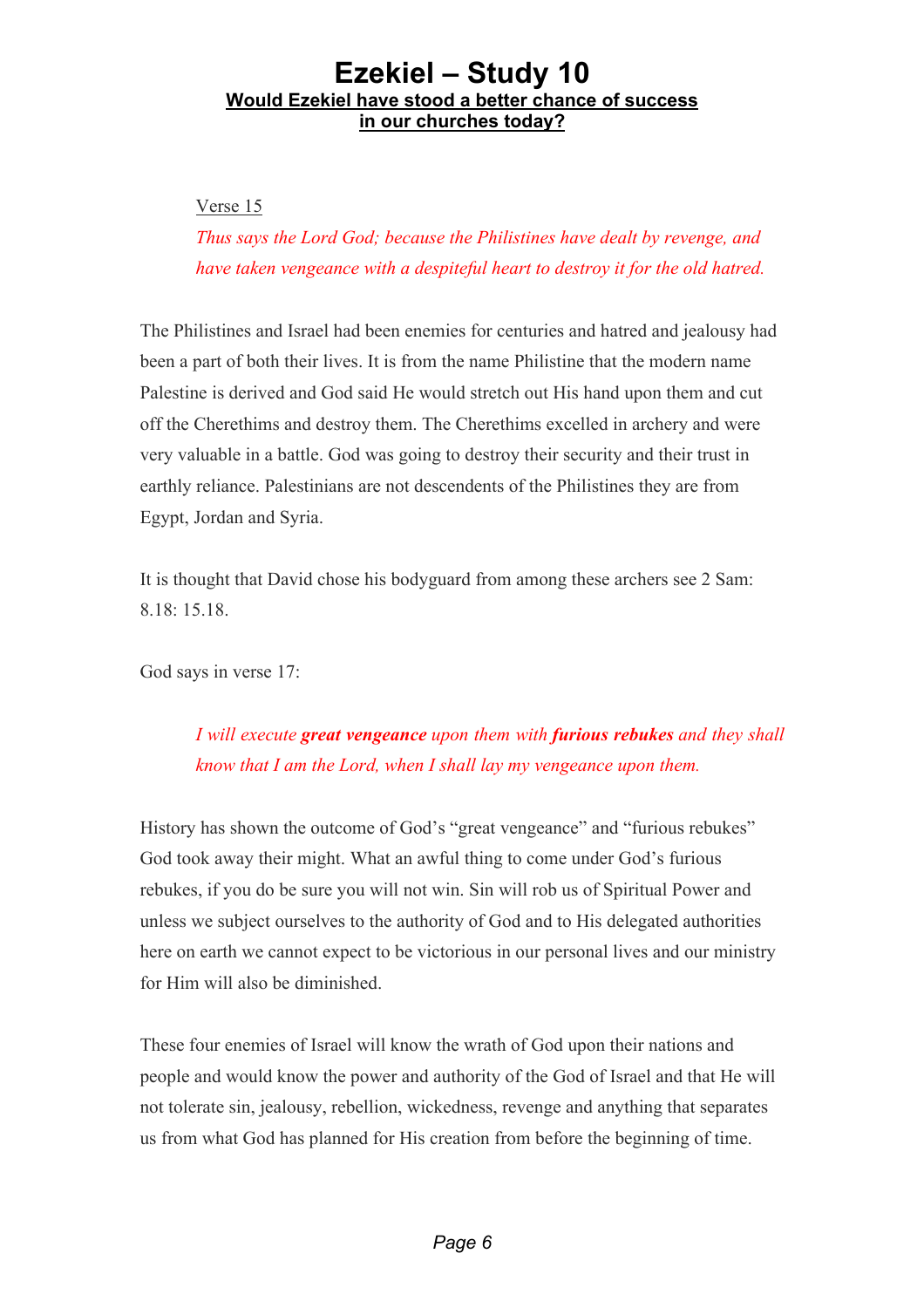# Ezekiel – Study 10

## Would Ezekiel have stood a better chance of success in our churches today?

> Verse 15
>
> *Thus says the Lord God; because the Philistines have dealt by revenge, and have taken vengeance with a despiteful heart to destroy it for the old hatred.*

The Philistines and Israel had been enemies for centuries and hatred and jealousy had been a part of both their lives. It is from the name Philistine that the modern name Palestine is derived and God said He would stretch out His hand upon them and cut off the Cherethims and destroy them. The Cherethims excelled in archery and were very valuable in a battle. God was going to destroy their security and their trust in earthly reliance. Palestinians are not descendents of the Philistines they are from Egypt, Jordan and Syria.

It is thought that David chose his bodyguard from among these archers see 2 Sam: 8.18: 15.18.

God says in verse 17:

> *I will execute **great vengeance** upon them with **furious rebukes** and they shall know that I am the Lord, when I shall lay my vengeance upon them.*

History has shown the outcome of God's "great vengeance" and "furious rebukes" God took away their might. What an awful thing to come under God's furious rebukes, if you do be sure you will not win. Sin will rob us of Spiritual Power and unless we subject ourselves to the authority of God and to His delegated authorities here on earth we cannot expect to be victorious in our personal lives and our ministry for Him will also be diminished.

These four enemies of Israel will know the wrath of God upon their nations and people and would know the power and authority of the God of Israel and that He will not tolerate sin, jealousy, rebellion, wickedness, revenge and anything that separates us from what God has planned for His creation from before the beginning of time.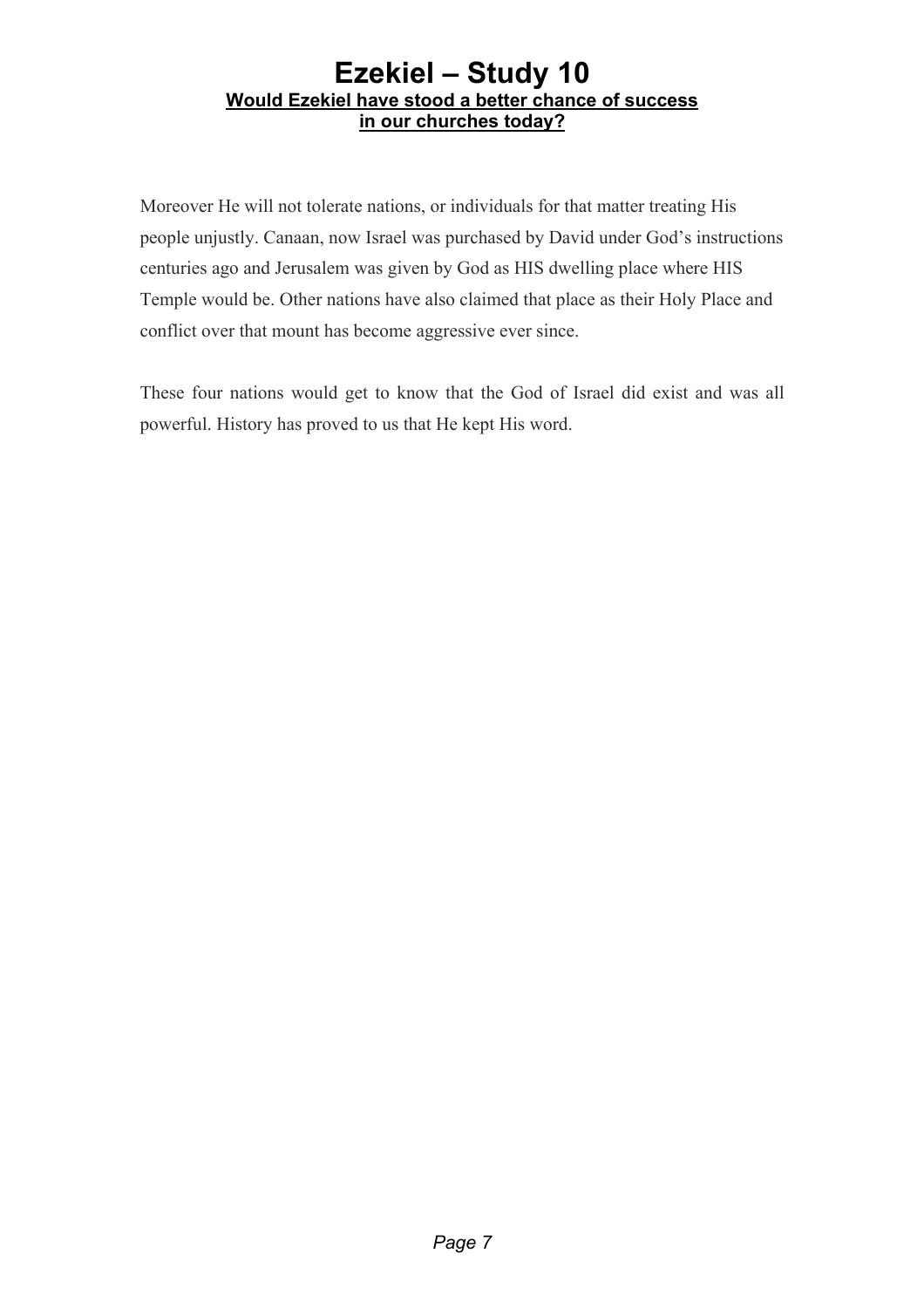Moreover He will not tolerate nations, or individuals for that matter treating His people unjustly. Canaan, now Israel was purchased by David under God's instructions centuries ago and Jerusalem was given by God as HIS dwelling place where HIS Temple would be. Other nations have also claimed that place as their Holy Place and conflict over that mount has become aggressive ever since.

These four nations would get to know that the God of Israel did exist and was all powerful. History has proved to us that He kept His word.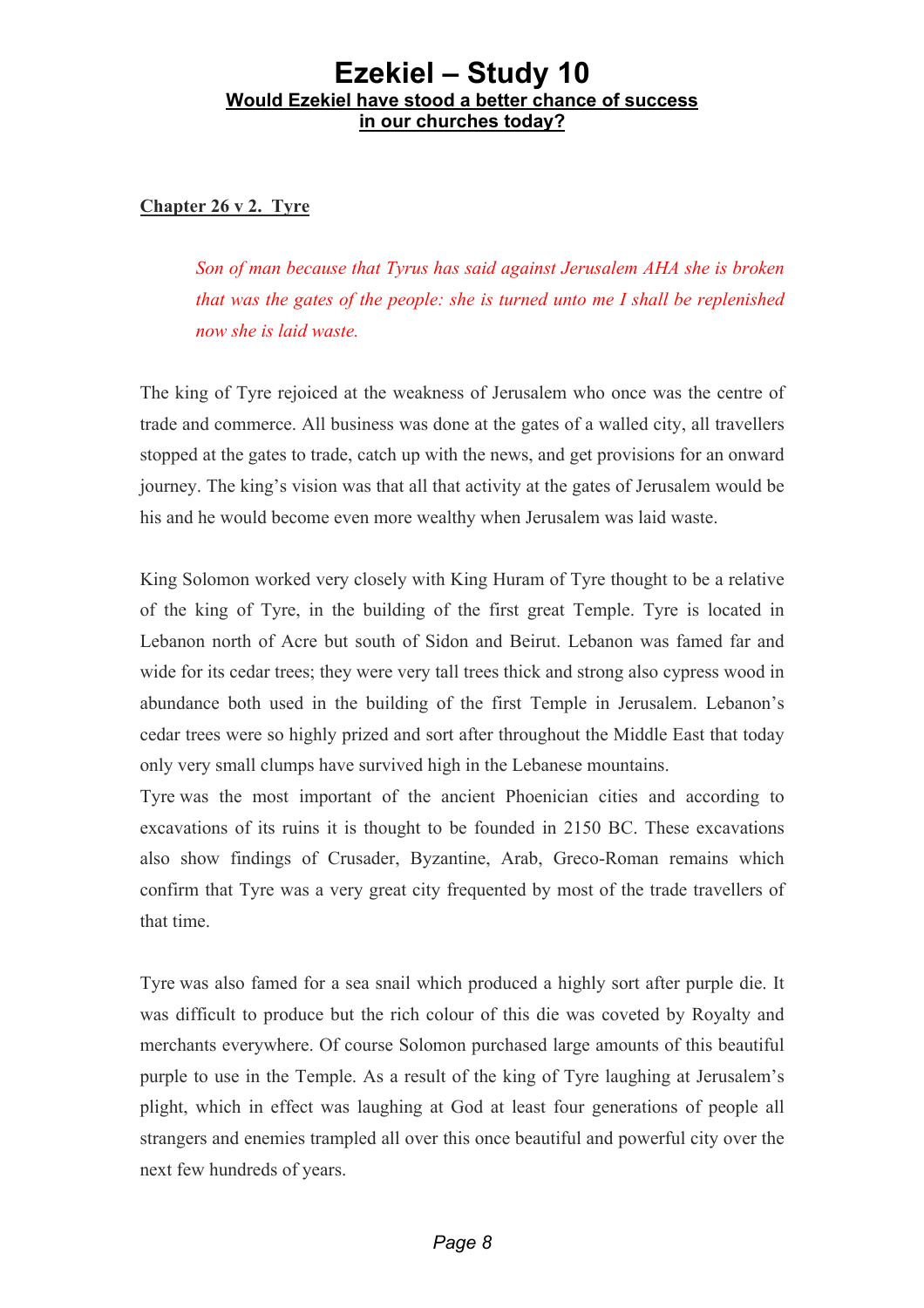# Ezekiel – Study 10

**Would Ezekiel have stood a better chance of success in our churches today?**

**Chapter 26 v 2. Tyre**

> *Son of man because that Tyrus has said against Jerusalem AHA she is broken that was the gates of the people: she is turned unto me I shall be replenished now she is laid waste.*

The king of Tyre rejoiced at the weakness of Jerusalem who once was the centre of trade and commerce. All business was done at the gates of a walled city, all travellers stopped at the gates to trade, catch up with the news, and get provisions for an onward journey. The king's vision was that all that activity at the gates of Jerusalem would be his and he would become even more wealthy when Jerusalem was laid waste.

King Solomon worked very closely with King Huram of Tyre thought to be a relative of the king of Tyre, in the building of the first great Temple. Tyre is located in Lebanon north of Acre but south of Sidon and Beirut. Lebanon was famed far and wide for its cedar trees; they were very tall trees thick and strong also cypress wood in abundance both used in the building of the first Temple in Jerusalem. Lebanon's cedar trees were so highly prized and sort after throughout the Middle East that today only very small clumps have survived high in the Lebanese mountains.

Tyre was the most important of the ancient Phoenician cities and according to excavations of its ruins it is thought to be founded in 2150 BC. These excavations also show findings of Crusader, Byzantine, Arab, Greco-Roman remains which confirm that Tyre was a very great city frequented by most of the trade travellers of that time.

Tyre was also famed for a sea snail which produced a highly sort after purple die. It was difficult to produce but the rich colour of this die was coveted by Royalty and merchants everywhere. Of course Solomon purchased large amounts of this beautiful purple to use in the Temple. As a result of the king of Tyre laughing at Jerusalem's plight, which in effect was laughing at God at least four generations of people all strangers and enemies trampled all over this once beautiful and powerful city over the next few hundreds of years.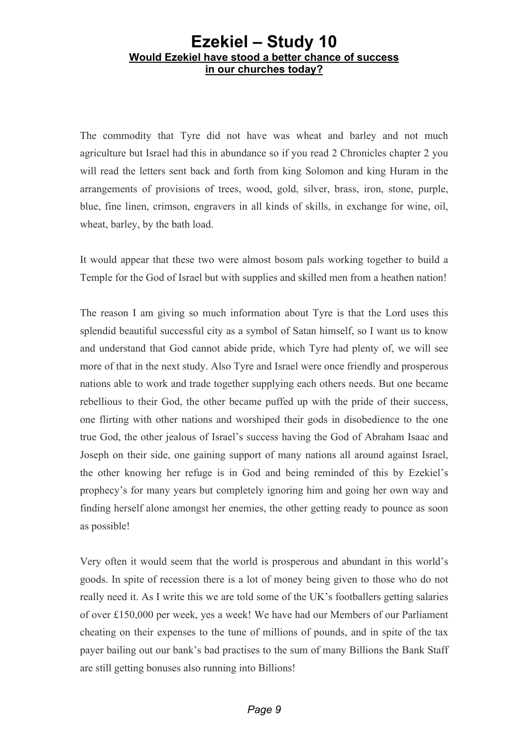# Ezekiel – Study 10

**Would Ezekiel have stood a better chance of success in our churches today?**

The commodity that Tyre did not have was wheat and barley and not much agriculture but Israel had this in abundance so if you read 2 Chronicles chapter 2 you will read the letters sent back and forth from king Solomon and king Huram in the arrangements of provisions of trees, wood, gold, silver, brass, iron, stone, purple, blue, fine linen, crimson, engravers in all kinds of skills, in exchange for wine, oil, wheat, barley, by the bath load.

It would appear that these two were almost bosom pals working together to build a Temple for the God of Israel but with supplies and skilled men from a heathen nation!

The reason I am giving so much information about Tyre is that the Lord uses this splendid beautiful successful city as a symbol of Satan himself, so I want us to know and understand that God cannot abide pride, which Tyre had plenty of, we will see more of that in the next study. Also Tyre and Israel were once friendly and prosperous nations able to work and trade together supplying each others needs. But one became rebellious to their God, the other became puffed up with the pride of their success, one flirting with other nations and worshiped their gods in disobedience to the one true God, the other jealous of Israel's success having the God of Abraham Isaac and Joseph on their side, one gaining support of many nations all around against Israel, the other knowing her refuge is in God and being reminded of this by Ezekiel's prophecy's for many years but completely ignoring him and going her own way and finding herself alone amongst her enemies, the other getting ready to pounce as soon as possible!

Very often it would seem that the world is prosperous and abundant in this world's goods. In spite of recession there is a lot of money being given to those who do not really need it. As I write this we are told some of the UK's footballers getting salaries of over £150,000 per week, yes a week! We have had our Members of our Parliament cheating on their expenses to the tune of millions of pounds, and in spite of the tax payer bailing out our bank's bad practises to the sum of many Billions the Bank Staff are still getting bonuses also running into Billions!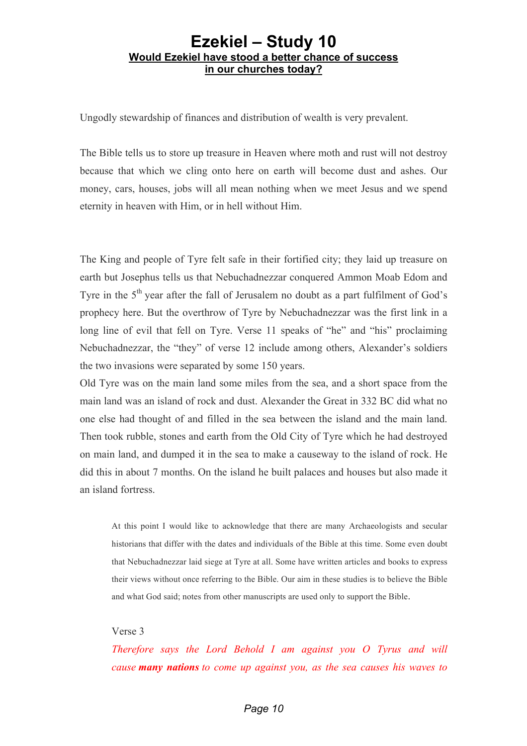# Ezekiel – Study 10

**Would Ezekiel have stood a better chance of success in our churches today?**

Ungodly stewardship of finances and distribution of wealth is very prevalent.

The Bible tells us to store up treasure in Heaven where moth and rust will not destroy because that which we cling onto here on earth will become dust and ashes. Our money, cars, houses, jobs will all mean nothing when we meet Jesus and we spend eternity in heaven with Him, or in hell without Him.

The King and people of Tyre felt safe in their fortified city; they laid up treasure on earth but Josephus tells us that Nebuchadnezzar conquered Ammon Moab Edom and Tyre in the 5th year after the fall of Jerusalem no doubt as a part fulfilment of God's prophecy here. But the overthrow of Tyre by Nebuchadnezzar was the first link in a long line of evil that fell on Tyre. Verse 11 speaks of "he" and "his" proclaiming Nebuchadnezzar, the "they" of verse 12 include among others, Alexander's soldiers the two invasions were separated by some 150 years.

Old Tyre was on the main land some miles from the sea, and a short space from the main land was an island of rock and dust. Alexander the Great in 332 BC did what no one else had thought of and filled in the sea between the island and the main land. Then took rubble, stones and earth from the Old City of Tyre which he had destroyed on main land, and dumped it in the sea to make a causeway to the island of rock. He did this in about 7 months. On the island he built palaces and houses but also made it an island fortress.

> At this point I would like to acknowledge that there are many Archaeologists and secular historians that differ with the dates and individuals of the Bible at this time. Some even doubt that Nebuchadnezzar laid siege at Tyre at all. Some have written articles and books to express their views without once referring to the Bible. Our aim in these studies is to believe the Bible and what God said; notes from other manuscripts are used only to support the Bible.

> Verse 3
>
> *Therefore says the Lord Behold I am against you O Tyrus and will cause* ***many nations*** *to come up against you, as the sea causes his waves to*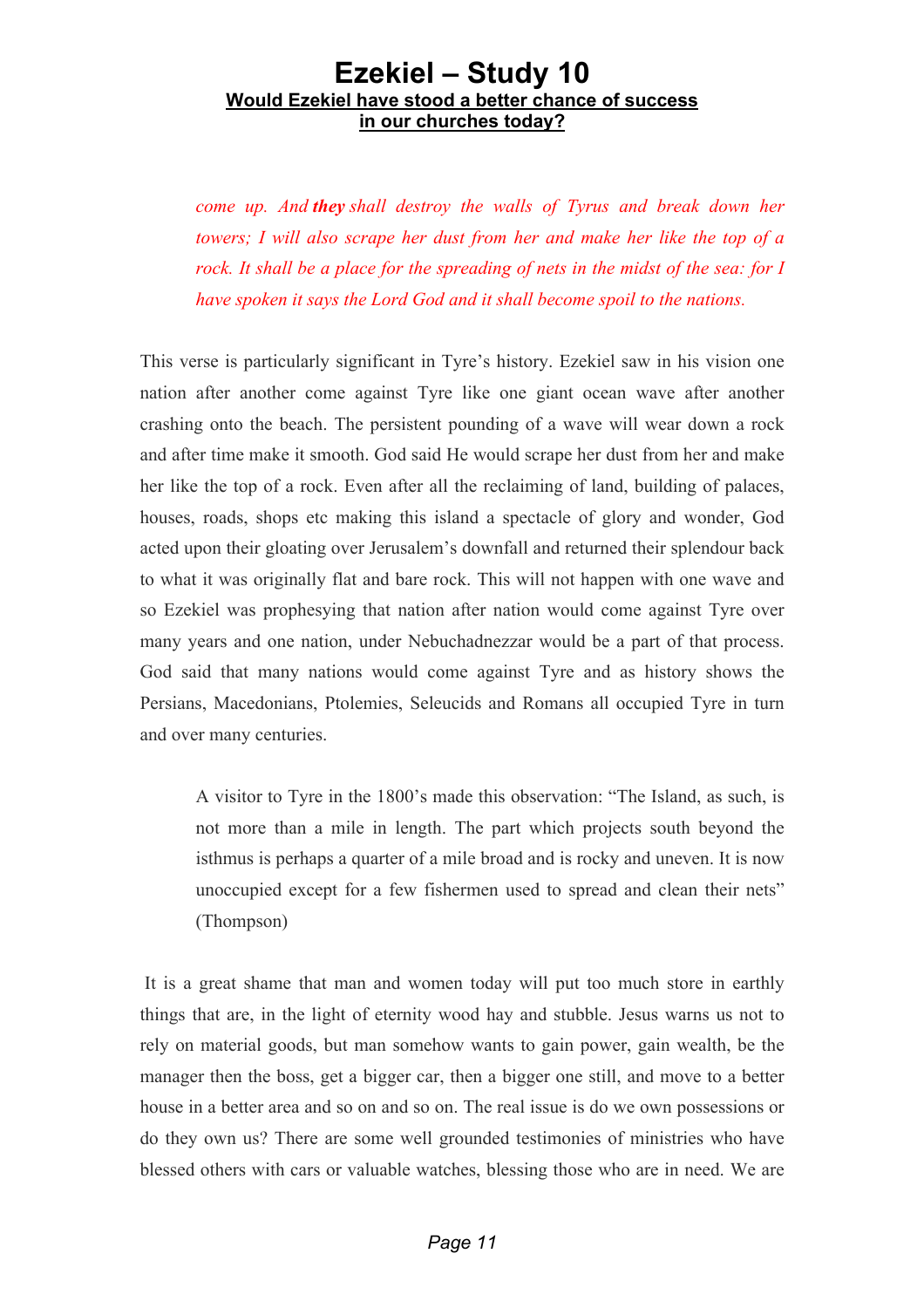*come up. And **they** shall destroy the walls of Tyrus and break down her towers; I will also scrape her dust from her and make her like the top of a rock. It shall be a place for the spreading of nets in the midst of the sea: for I have spoken it says the Lord God and it shall become spoil to the nations.*

This verse is particularly significant in Tyre's history. Ezekiel saw in his vision one nation after another come against Tyre like one giant ocean wave after another crashing onto the beach. The persistent pounding of a wave will wear down a rock and after time make it smooth. God said He would scrape her dust from her and make her like the top of a rock. Even after all the reclaiming of land, building of palaces, houses, roads, shops etc making this island a spectacle of glory and wonder, God acted upon their gloating over Jerusalem's downfall and returned their splendour back to what it was originally flat and bare rock. This will not happen with one wave and so Ezekiel was prophesying that nation after nation would come against Tyre over many years and one nation, under Nebuchadnezzar would be a part of that process. God said that many nations would come against Tyre and as history shows the Persians, Macedonians, Ptolemies, Seleucids and Romans all occupied Tyre in turn and over many centuries.

> A visitor to Tyre in the 1800's made this observation: "The Island, as such, is not more than a mile in length. The part which projects south beyond the isthmus is perhaps a quarter of a mile broad and is rocky and uneven. It is now unoccupied except for a few fishermen used to spread and clean their nets" (Thompson)

It is a great shame that man and women today will put too much store in earthly things that are, in the light of eternity wood hay and stubble. Jesus warns us not to rely on material goods, but man somehow wants to gain power, gain wealth, be the manager then the boss, get a bigger car, then a bigger one still, and move to a better house in a better area and so on and so on. The real issue is do we own possessions or do they own us? There are some well grounded testimonies of ministries who have blessed others with cars or valuable watches, blessing those who are in need. We are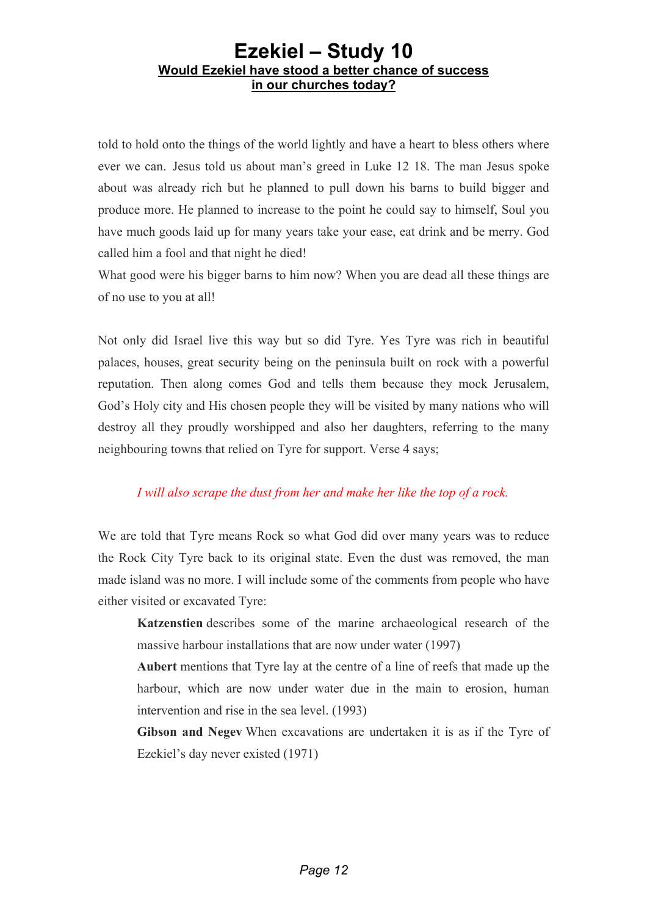told to hold onto the things of the world lightly and have a heart to bless others where ever we can. Jesus told us about man's greed in Luke 12 18. The man Jesus spoke about was already rich but he planned to pull down his barns to build bigger and produce more. He planned to increase to the point he could say to himself, Soul you have much goods laid up for many years take your ease, eat drink and be merry. God called him a fool and that night he died!

What good were his bigger barns to him now? When you are dead all these things are of no use to you at all!

Not only did Israel live this way but so did Tyre. Yes Tyre was rich in beautiful palaces, houses, great security being on the peninsula built on rock with a powerful reputation. Then along comes God and tells them because they mock Jerusalem, God's Holy city and His chosen people they will be visited by many nations who will destroy all they proudly worshipped and also her daughters, referring to the many neighbouring towns that relied on Tyre for support. Verse 4 says;

> *I will also scrape the dust from her and make her like the top of a rock.*

We are told that Tyre means Rock so what God did over many years was to reduce the Rock City Tyre back to its original state. Even the dust was removed, the man made island was no more. I will include some of the comments from people who have either visited or excavated Tyre:

> **Katzenstien** describes some of the marine archaeological research of the massive harbour installations that are now under water (1997)
>
> **Aubert** mentions that Tyre lay at the centre of a line of reefs that made up the harbour, which are now under water due in the main to erosion, human intervention and rise in the sea level. (1993)
>
> **Gibson and Negev** When excavations are undertaken it is as if the Tyre of Ezekiel's day never existed (1971)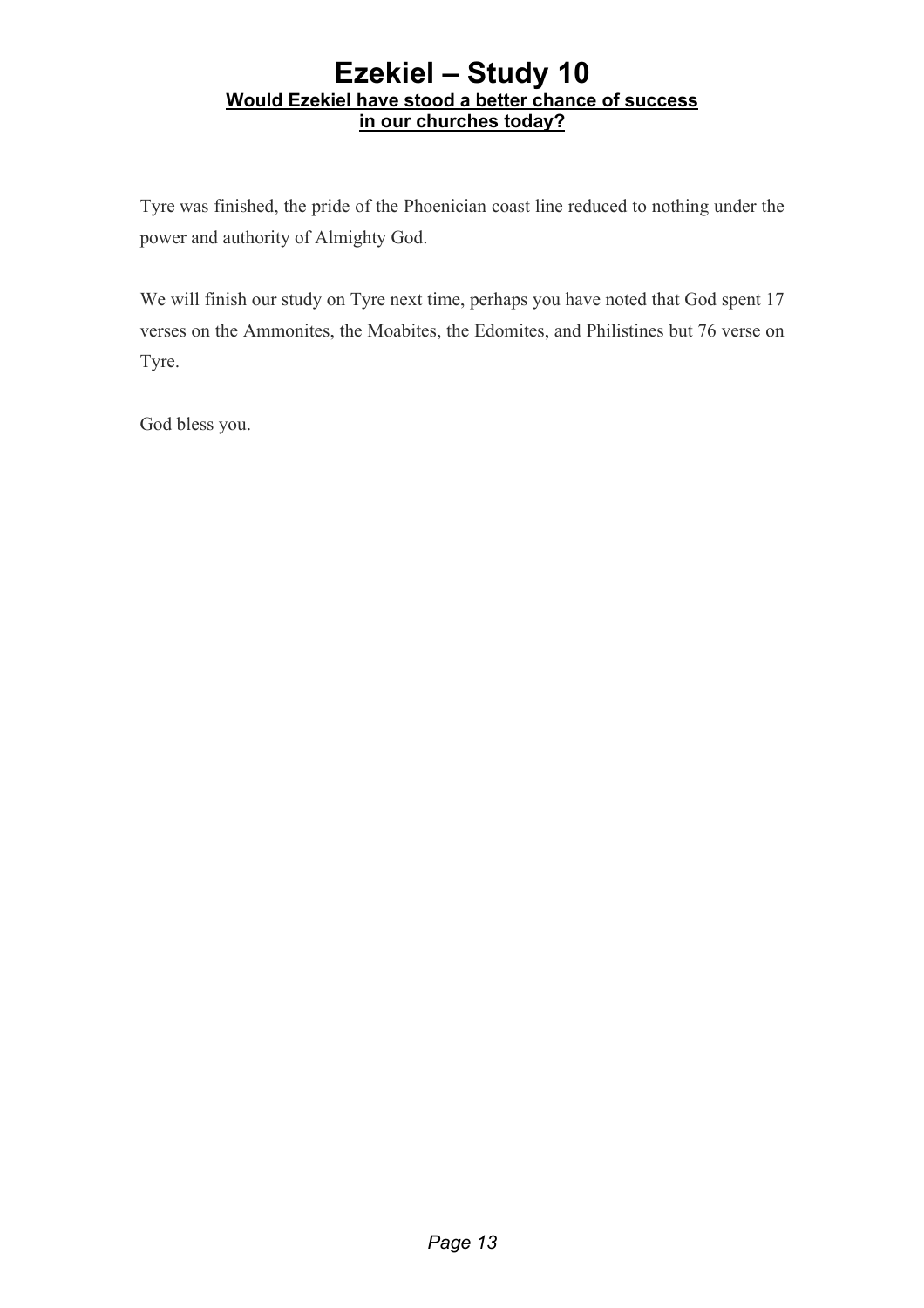# Ezekiel – Study 10

**Would Ezekiel have stood a better chance of success in our churches today?**

Tyre was finished, the pride of the Phoenician coast line reduced to nothing under the power and authority of Almighty God.

We will finish our study on Tyre next time, perhaps you have noted that God spent 17 verses on the Ammonites, the Moabites, the Edomites, and Philistines but 76 verse on Tyre.

God bless you.